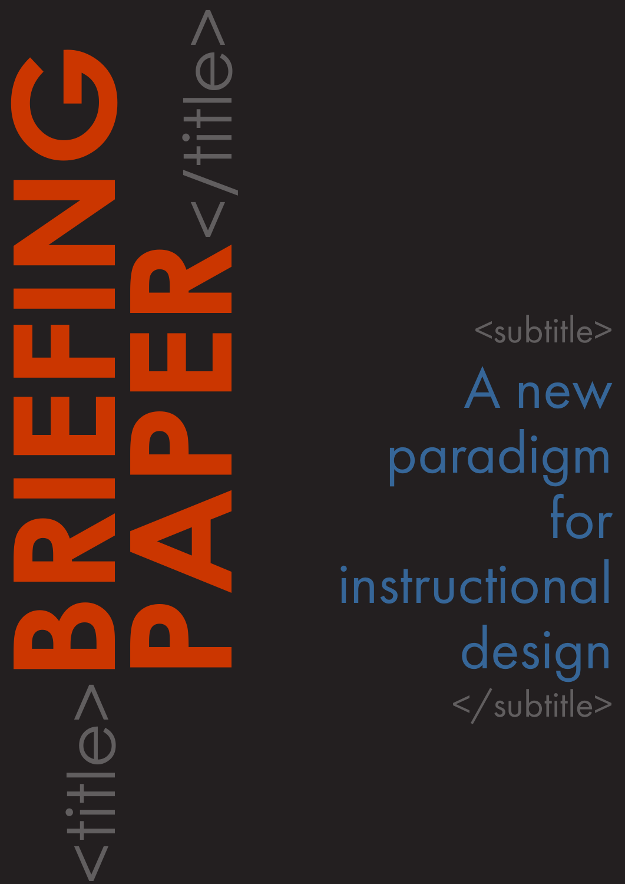<title>

# BRIEFING PAPER

</title>

<subtitle>

## A new paradigm for instructional design

</subtitle>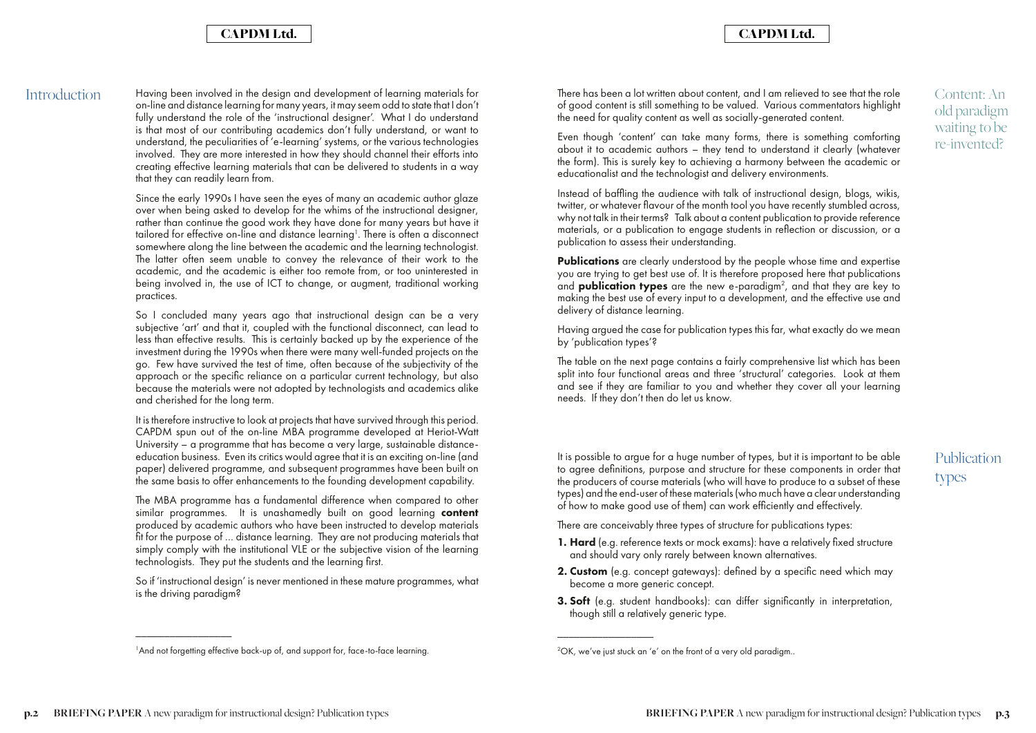## Introduction

Having been involved in the design and development of learning materials for on-line and distance learning for many years, it may seem odd to state that I don't fully understand the role of the 'instructional designer'. What I do understand is that most of our contributing academics don't fully understand, or want to understand, the peculiarities of 'e-learning' systems, or the various technologies involved. They are more interested in how they should channel their efforts into creating effective learning materials that can be delivered to students in a way that they can readily learn from.

Since the early 1990s I have seen the eyes of many an academic author glaze over when being asked to develop for the whims of the instructional designer, rather than continue the good work they have done for many years but have it tailored for effective on-line and distance learning[1]. There is often a disconnect somewhere along the line between the academic and the learning technologist. The latter often seem unable to convey the relevance of their work to the academic, and the academic is either too remote from, or too uninterested in being involved in, the use of ICT to change, or augment, traditional working practices.

So I concluded many years ago that instructional design can be a very subjective 'art' and that it, coupled with the functional disconnect, can lead to less than effective results. This is certainly backed up by the experience of the investment during the 1990s when there were many well-funded projects on the go. Few have survived the test of time, often because of the subjectivity of the approach or the specific reliance on a particular current technology, but also because the materials were not adopted by technologists and academics alike and cherished for the long term.

It is therefore instructive to look at projects that have survived through this period. CAPDM spun out of the on-line MBA programme developed at Heriot-Watt University – a programme that has become a very large, sustainable distance-education business. Even its critics would agree that it is an exciting on-line (and paper) delivered programme, and subsequent programmes have been built on the same basis to offer enhancements to the founding development capability.

The MBA programme has a fundamental difference when compared to other similar programmes. It is unashamedly built on good learning **content** produced by academic authors who have been instructed to develop materials fit for the purpose of ... distance learning. They are not producing materials that simply comply with the institutional VLE or the subjective vision of the learning technologists. They put the students and the learning first.

So if 'instructional design' is never mentioned in these mature programmes, what is the driving paradigm?

[1] And not forgetting effective back-up of, and support for, face-to-face learning.

## Content: An old paradigm waiting to be re-invented?

There has been a lot written about content, and I am relieved to see that the role of good content is still something to be valued. Various commentators highlight the need for quality content as well as socially-generated content.

Even though 'content' can take many forms, there is something comforting about it to academic authors – they tend to understand it clearly (whatever the form). This is surely key to achieving a harmony between the academic or educationalist and the technologist and delivery environments.

Instead of baffling the audience with talk of instructional design, blogs, wikis, twitter, or whatever flavour of the month tool you have recently stumbled across, why not talk in their terms? Talk about a content publication to provide reference materials, or a publication to engage students in reflection or discussion, or a publication to assess their understanding.

**Publications** are clearly understood by the people whose time and expertise you are trying to get best use of. It is therefore proposed here that publications and **publication types** are the new e-paradigm[2], and that they are key to making the best use of every input to a development, and the effective use and delivery of distance learning.

Having argued the case for publication types this far, what exactly do we mean by 'publication types'?

The table on the next page contains a fairly comprehensive list which has been split into four functional areas and three 'structural' categories. Look at them and see if they are familiar to you and whether they cover all your learning needs. If they don't then do let us know.

## Publication types

It is possible to argue for a huge number of types, but it is important to be able to agree definitions, purpose and structure for these components in order that the producers of course materials (who will have to produce to a subset of these types) and the end-user of these materials (who much have a clear understanding of how to make good use of them) can work efficiently and effectively.

There are conceivably three types of structure for publications types:

1. **Hard** (e.g. reference texts or mock exams): have a relatively fixed structure and should vary only rarely between known alternatives.
2. **Custom** (e.g. concept gateways): defined by a specific need which may become a more generic concept.
3. **Soft** (e.g. student handbooks): can differ significantly in interpretation, though still a relatively generic type.

[2] OK, we've just stuck an 'e' on the front of a very old paradigm..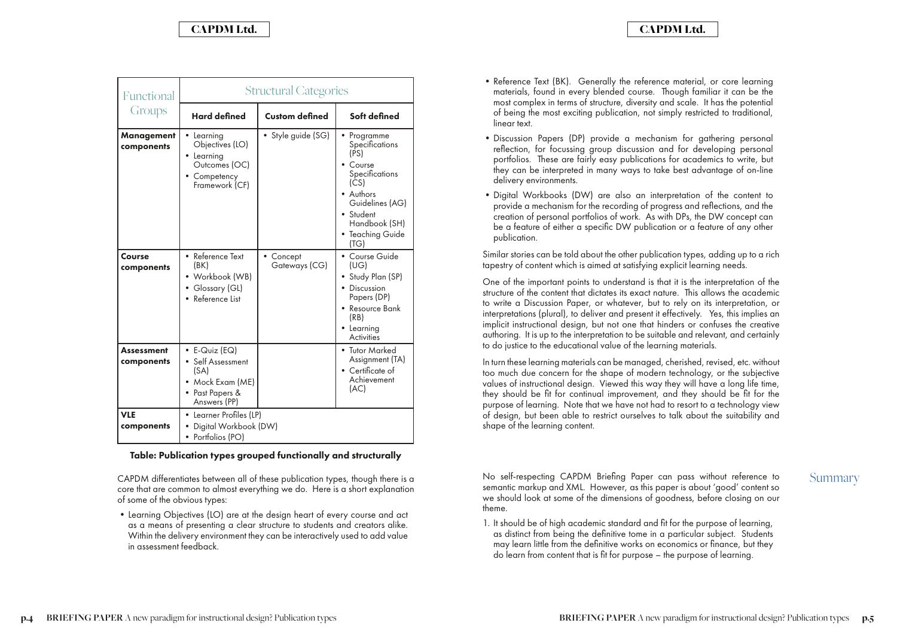| Functional Groups | Structural Categories | | |
|---|---|---|---|
| | **Hard defined** | **Custom defined** | **Soft defined** |
| **Management components** | • Learning Objectives (LO)<br>• Learning Outcomes (OC)<br>• Competency Framework (CF) | • Style guide (SG) | • Programme Specifications (PS)<br>• Course Specifications (CS)<br>• Authors Guidelines (AG)<br>• Student Handbook (SH)<br>• Teaching Guide (TG) |
| **Course components** | • Reference Text (BK)<br>• Workbook (WB)<br>• Glossary (GL)<br>• Reference List | • Concept Gateways (CG) | • Course Guide (UG)<br>• Study Plan (SP)<br>• Discussion Papers (DP)<br>• Resource Bank (RB)<br>• Learning Activities |
| **Assessment components** | • E-Quiz (EQ)<br>• Self Assessment (SA)<br>• Mock Exam (ME)<br>• Past Papers & Answers (PP) | | • Tutor Marked Assignment (TA)<br>• Certificate of Achievement (AC) |
| **VLE components** | • Learner Profiles (LP)<br>• Digital Workbook (DW)<br>• Portfolios (PO) | | |

**Table: Publication types grouped functionally and structurally**

CAPDM differentiates between all of these publication types, though there is a core that are common to almost everything we do. Here is a short explanation of some of the obvious types:

- Learning Objectives (LO) are at the design heart of every course and act as a means of presenting a clear structure to students and creators alike. Within the delivery environment they can be interactively used to add value in assessment feedback.
- Reference Text (BK). Generally the reference material, or core learning materials, found in every blended course. Though familiar it can be the most complex in terms of structure, diversity and scale. It has the potential of being the most exciting publication, not simply restricted to traditional, linear text.
- Discussion Papers (DP) provide a mechanism for gathering personal reflection, for focussing group discussion and for developing personal portfolios. These are fairly easy publications for academics to write, but they can be interpreted in many ways to take best advantage of on-line delivery environments.
- Digital Workbooks (DW) are also an interpretation of the content to provide a mechanism for the recording of progress and reflections, and the creation of personal portfolios of work. As with DPs, the DW concept can be a feature of either a specific DW publication or a feature of any other publication.

Similar stories can be told about the other publication types, adding up to a rich tapestry of content which is aimed at satisfying explicit learning needs.

One of the important points to understand is that it is the interpretation of the structure of the content that dictates its exact nature. This allows the academic to write a Discussion Paper, or whatever, but to rely on its interpretation, or interpretations (plural), to deliver and present it effectively. Yes, this implies an implicit instructional design, but not one that hinders or confuses the creative authoring. It is up to the interpretation to be suitable and relevant, and certainly to do justice to the educational value of the learning materials.

In turn these learning materials can be managed, cherished, revised, etc. without too much due concern for the shape of modern technology, or the subjective values of instructional design. Viewed this way they will have a long life time, they should be fit for continual improvement, and they should be fit for the purpose of learning. Note that we have not had to resort to a technology view of design, but been able to restrict ourselves to talk about the suitability and shape of the learning content.

## Summary

No self-respecting CAPDM Briefing Paper can pass without reference to semantic markup and XML. However, as this paper is about 'good' content so we should look at some of the dimensions of goodness, before closing on our theme.

1. It should be of high academic standard and fit for the purpose of learning, as distinct from being the definitive tome in a particular subject. Students may learn little from the definitive works on economics or finance, but they do learn from content that is fit for purpose – the purpose of learning.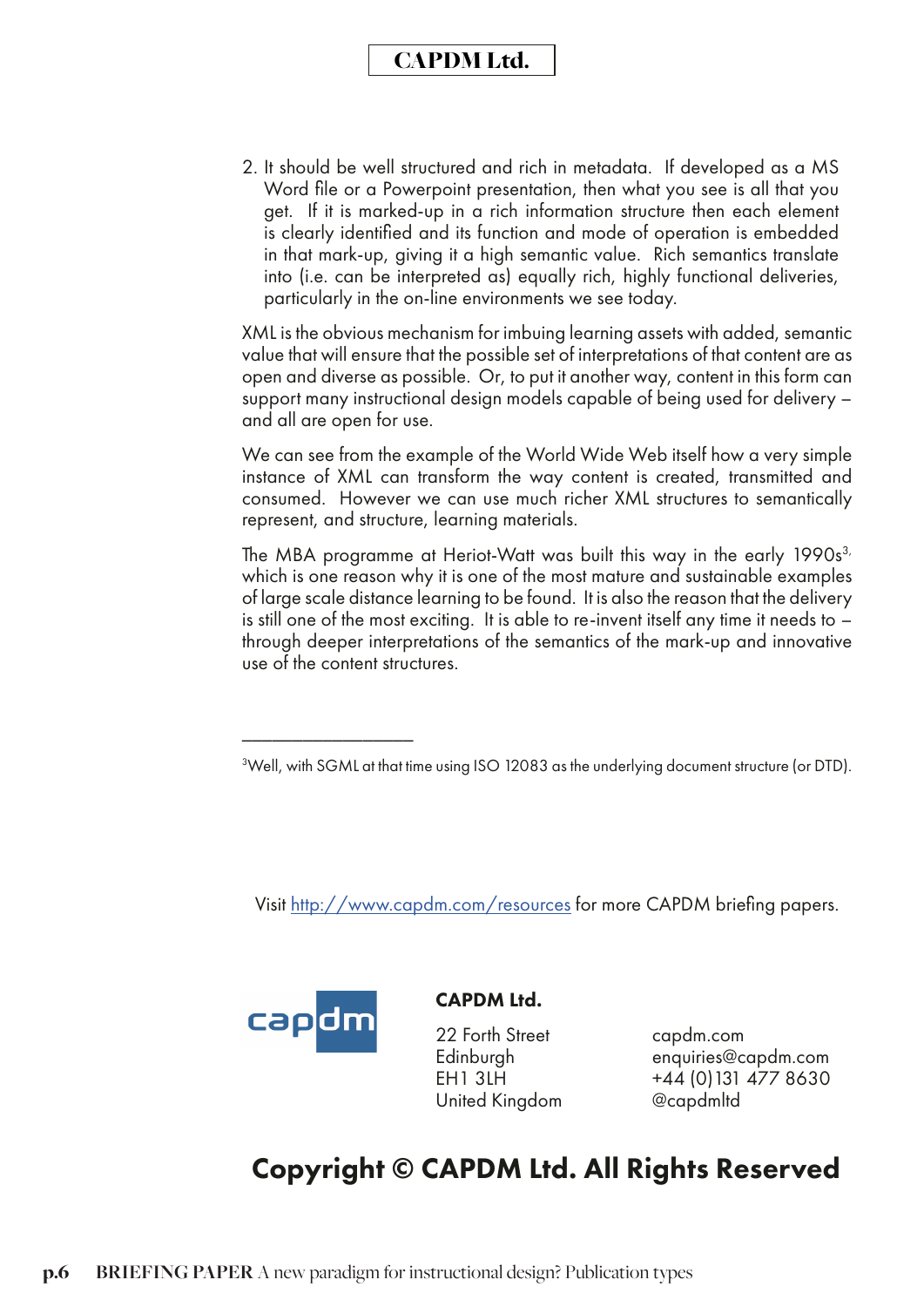2. It should be well structured and rich in metadata. If developed as a MS Word file or a Powerpoint presentation, then what you see is all that you get. If it is marked-up in a rich information structure then each element is clearly identified and its function and mode of operation is embedded in that mark-up, giving it a high semantic value. Rich semantics translate into (i.e. can be interpreted as) equally rich, highly functional deliveries, particularly in the on-line environments we see today.

XML is the obvious mechanism for imbuing learning assets with added, semantic value that will ensure that the possible set of interpretations of that content are as open and diverse as possible. Or, to put it another way, content in this form can support many instructional design models capable of being used for delivery – and all are open for use.

We can see from the example of the World Wide Web itself how a very simple instance of XML can transform the way content is created, transmitted and consumed. However we can use much richer XML structures to semantically represent, and structure, learning materials.

The MBA programme at Heriot-Watt was built this way in the early 1990s[3], which is one reason why it is one of the most mature and sustainable examples of large scale distance learning to be found. It is also the reason that the delivery is still one of the most exciting. It is able to re-invent itself any time it needs to – through deeper interpretations of the semantics of the mark-up and innovative use of the content structures.

---

[3] Well, with SGML at that time using ISO 12083 as the underlying document structure (or DTD).

Visit http://www.capdm.com/resources for more CAPDM briefing papers.

**CAPDM Ltd.**

22 Forth Street
Edinburgh
EH1 3LH
United Kingdom

capdm.com
enquiries@capdm.com
+44 (0)131 477 8630
@capdmltd

**Copyright © CAPDM Ltd. All Rights Reserved**